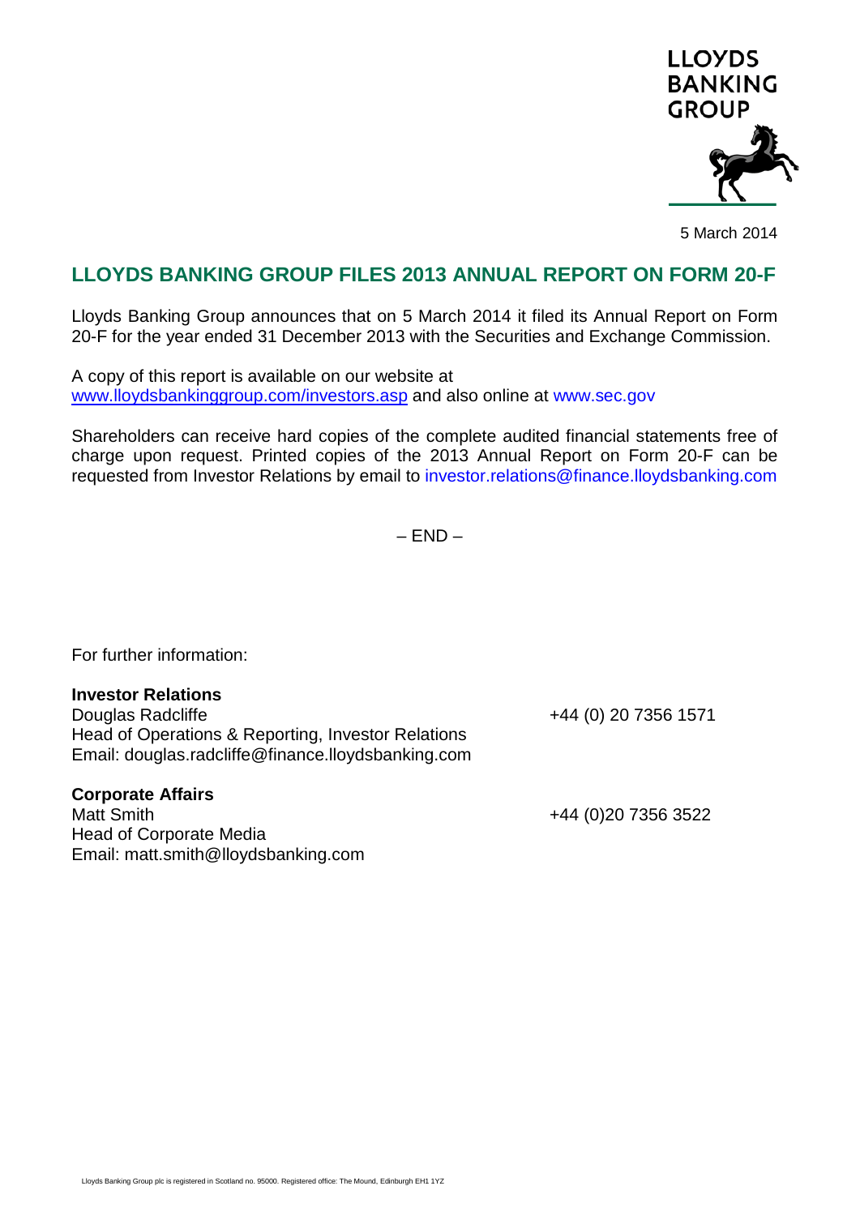LLOYDS BANKING GROUP

5 March 2014

## LLOYDS BANKING GROUP FILES 2013 ANNUAL REPORT ON FORM 20-F

Lloyds Banking Group announces that on 5 March 2014 it filed its Annual Report on Form 20-F for the year ended 31 December 2013 with the Securities and Exchange Commission.

A copy of this report is available on our website at www.lloydsbankinggroup.com/investors.asp and also online at www.sec.gov

Shareholders can receive hard copies of the complete audited financial statements free of charge upon request. Printed copies of the 2013 Annual Report on Form 20-F can be requested from Investor Relations by email to investor.relations@finance.lloydsbanking.com

– END –

For further information:

**Investor Relations**
Douglas Radcliffe — +44 (0) 20 7356 1571
Head of Operations & Reporting, Investor Relations
Email: douglas.radcliffe@finance.lloydsbanking.com

**Corporate Affairs**
Matt Smith — +44 (0)20 7356 3522
Head of Corporate Media
Email: matt.smith@lloydsbanking.com

Lloyds Banking Group plc is registered in Scotland no. 95000. Registered office: The Mound, Edinburgh EH1 1YZ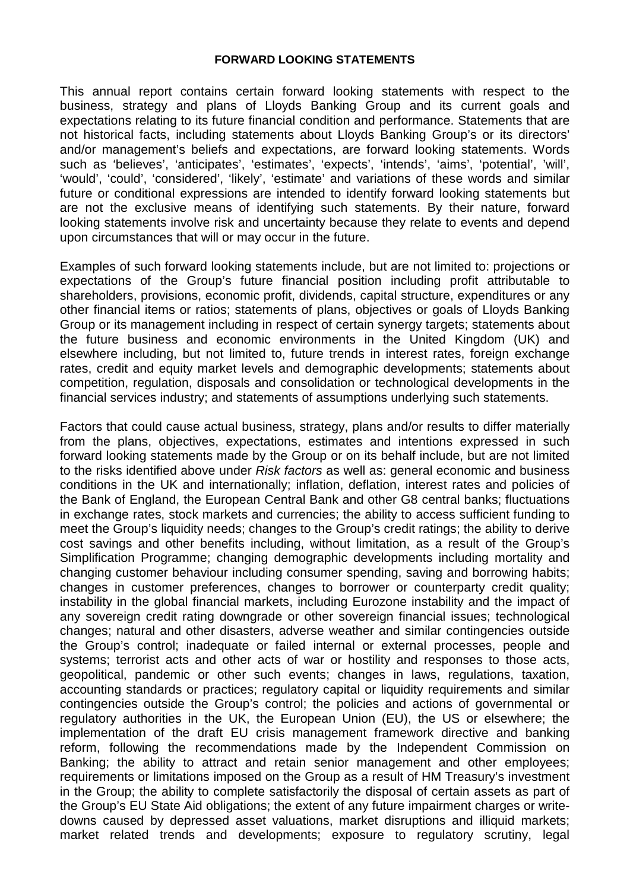**FORWARD LOOKING STATEMENTS**

This annual report contains certain forward looking statements with respect to the business, strategy and plans of Lloyds Banking Group and its current goals and expectations relating to its future financial condition and performance. Statements that are not historical facts, including statements about Lloyds Banking Group's or its directors' and/or management's beliefs and expectations, are forward looking statements. Words such as 'believes', 'anticipates', 'estimates', 'expects', 'intends', 'aims', 'potential', 'will', 'would', 'could', 'considered', 'likely', 'estimate' and variations of these words and similar future or conditional expressions are intended to identify forward looking statements but are not the exclusive means of identifying such statements. By their nature, forward looking statements involve risk and uncertainty because they relate to events and depend upon circumstances that will or may occur in the future.

Examples of such forward looking statements include, but are not limited to: projections or expectations of the Group's future financial position including profit attributable to shareholders, provisions, economic profit, dividends, capital structure, expenditures or any other financial items or ratios; statements of plans, objectives or goals of Lloyds Banking Group or its management including in respect of certain synergy targets; statements about the future business and economic environments in the United Kingdom (UK) and elsewhere including, but not limited to, future trends in interest rates, foreign exchange rates, credit and equity market levels and demographic developments; statements about competition, regulation, disposals and consolidation or technological developments in the financial services industry; and statements of assumptions underlying such statements.

Factors that could cause actual business, strategy, plans and/or results to differ materially from the plans, objectives, expectations, estimates and intentions expressed in such forward looking statements made by the Group or on its behalf include, but are not limited to the risks identified above under *Risk factors* as well as: general economic and business conditions in the UK and internationally; inflation, deflation, interest rates and policies of the Bank of England, the European Central Bank and other G8 central banks; fluctuations in exchange rates, stock markets and currencies; the ability to access sufficient funding to meet the Group's liquidity needs; changes to the Group's credit ratings; the ability to derive cost savings and other benefits including, without limitation, as a result of the Group's Simplification Programme; changing demographic developments including mortality and changing customer behaviour including consumer spending, saving and borrowing habits; changes in customer preferences, changes to borrower or counterparty credit quality; instability in the global financial markets, including Eurozone instability and the impact of any sovereign credit rating downgrade or other sovereign financial issues; technological changes; natural and other disasters, adverse weather and similar contingencies outside the Group's control; inadequate or failed internal or external processes, people and systems; terrorist acts and other acts of war or hostility and responses to those acts, geopolitical, pandemic or other such events; changes in laws, regulations, taxation, accounting standards or practices; regulatory capital or liquidity requirements and similar contingencies outside the Group's control; the policies and actions of governmental or regulatory authorities in the UK, the European Union (EU), the US or elsewhere; the implementation of the draft EU crisis management framework directive and banking reform, following the recommendations made by the Independent Commission on Banking; the ability to attract and retain senior management and other employees; requirements or limitations imposed on the Group as a result of HM Treasury's investment in the Group; the ability to complete satisfactorily the disposal of certain assets as part of the Group's EU State Aid obligations; the extent of any future impairment charges or write-downs caused by depressed asset valuations, market disruptions and illiquid markets; market related trends and developments; exposure to regulatory scrutiny, legal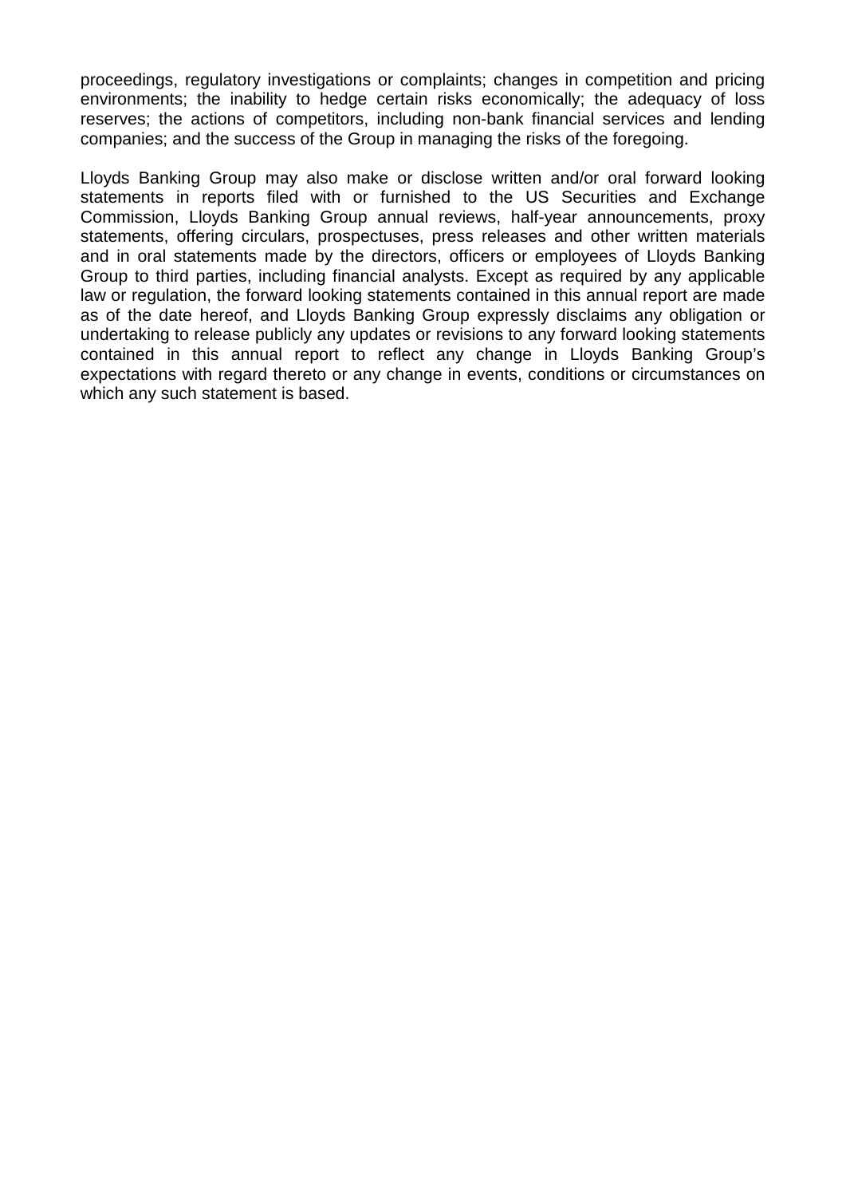proceedings, regulatory investigations or complaints; changes in competition and pricing environments; the inability to hedge certain risks economically; the adequacy of loss reserves; the actions of competitors, including non-bank financial services and lending companies; and the success of the Group in managing the risks of the foregoing.

Lloyds Banking Group may also make or disclose written and/or oral forward looking statements in reports filed with or furnished to the US Securities and Exchange Commission, Lloyds Banking Group annual reviews, half-year announcements, proxy statements, offering circulars, prospectuses, press releases and other written materials and in oral statements made by the directors, officers or employees of Lloyds Banking Group to third parties, including financial analysts. Except as required by any applicable law or regulation, the forward looking statements contained in this annual report are made as of the date hereof, and Lloyds Banking Group expressly disclaims any obligation or undertaking to release publicly any updates or revisions to any forward looking statements contained in this annual report to reflect any change in Lloyds Banking Group's expectations with regard thereto or any change in events, conditions or circumstances on which any such statement is based.